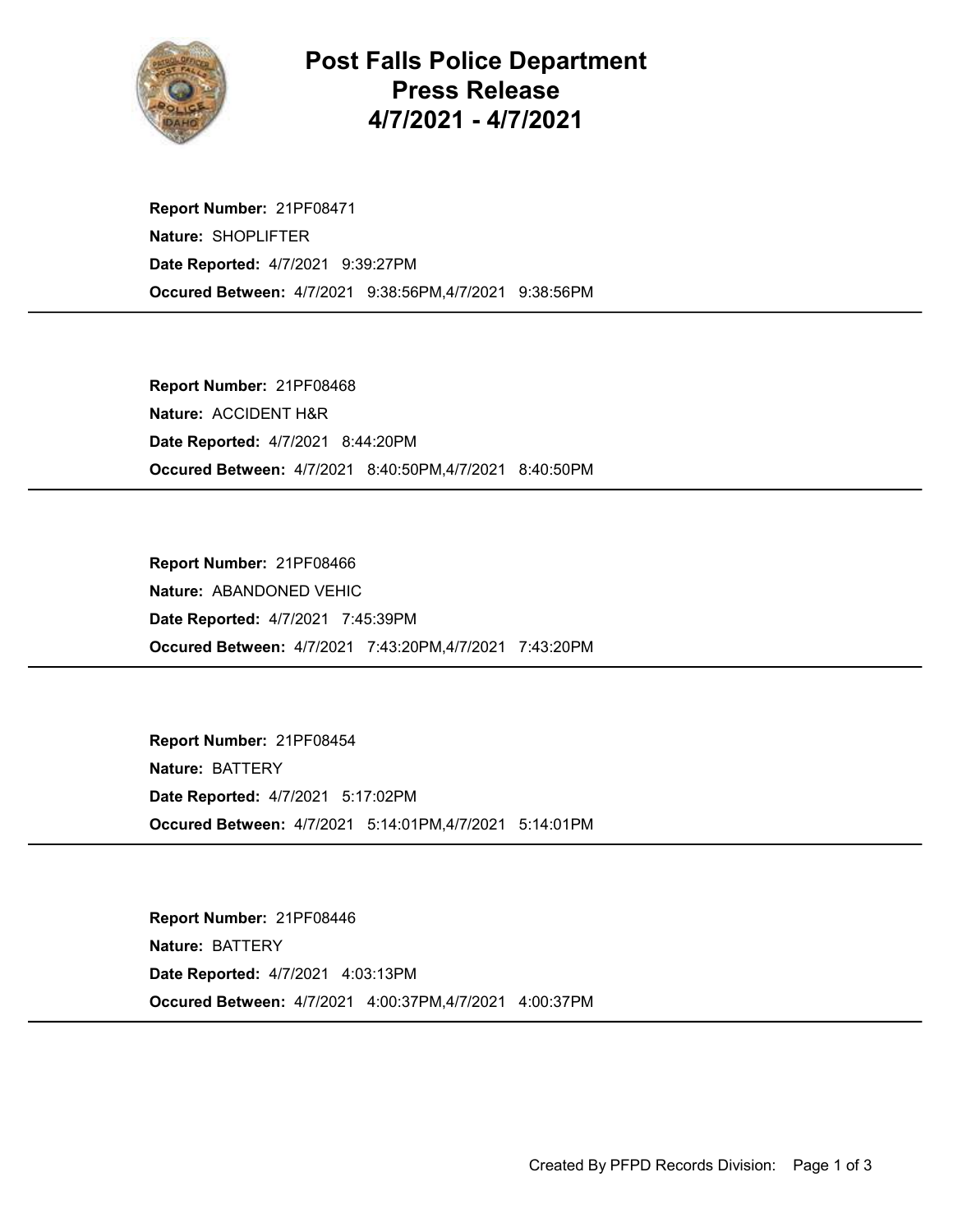# Post Falls Police Department
# Press Release
# 4/7/2021 - 4/7/2021

**Report Number:** 21PF08471
**Nature:** SHOPLIFTER
**Date Reported:** 4/7/2021 9:39:27PM
**Occured Between:** 4/7/2021 9:38:56PM,4/7/2021 9:38:56PM

---

**Report Number:** 21PF08468
**Nature:** ACCIDENT H&R
**Date Reported:** 4/7/2021 8:44:20PM
**Occured Between:** 4/7/2021 8:40:50PM,4/7/2021 8:40:50PM

---

**Report Number:** 21PF08466
**Nature:** ABANDONED VEHIC
**Date Reported:** 4/7/2021 7:45:39PM
**Occured Between:** 4/7/2021 7:43:20PM,4/7/2021 7:43:20PM

---

**Report Number:** 21PF08454
**Nature:** BATTERY
**Date Reported:** 4/7/2021 5:17:02PM
**Occured Between:** 4/7/2021 5:14:01PM,4/7/2021 5:14:01PM

---

**Report Number:** 21PF08446
**Nature:** BATTERY
**Date Reported:** 4/7/2021 4:03:13PM
**Occured Between:** 4/7/2021 4:00:37PM,4/7/2021 4:00:37PM

---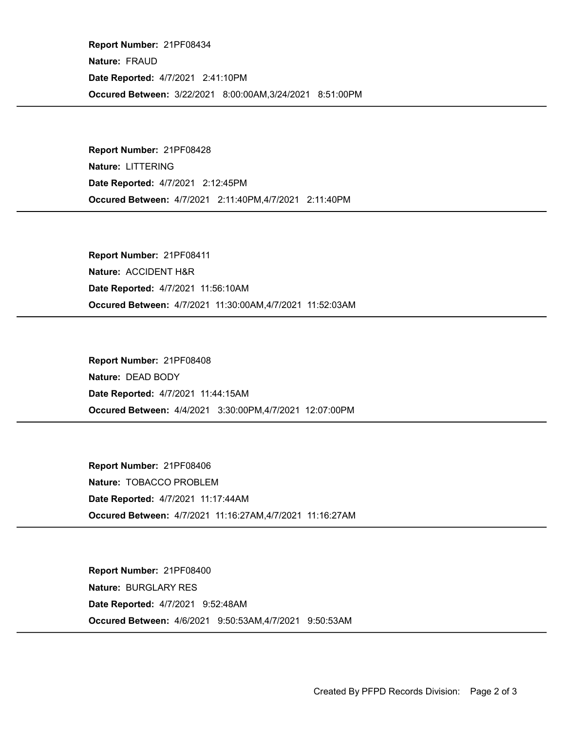**Report Number:** 21PF08434
**Nature:** FRAUD
**Date Reported:** 4/7/2021 2:41:10PM
**Occured Between:** 3/22/2021 8:00:00AM,3/24/2021 8:51:00PM

---

**Report Number:** 21PF08428
**Nature:** LITTERING
**Date Reported:** 4/7/2021 2:12:45PM
**Occured Between:** 4/7/2021 2:11:40PM,4/7/2021 2:11:40PM

---

**Report Number:** 21PF08411
**Nature:** ACCIDENT H&R
**Date Reported:** 4/7/2021 11:56:10AM
**Occured Between:** 4/7/2021 11:30:00AM,4/7/2021 11:52:03AM

---

**Report Number:** 21PF08408
**Nature:** DEAD BODY
**Date Reported:** 4/7/2021 11:44:15AM
**Occured Between:** 4/4/2021 3:30:00PM,4/7/2021 12:07:00PM

---

**Report Number:** 21PF08406
**Nature:** TOBACCO PROBLEM
**Date Reported:** 4/7/2021 11:17:44AM
**Occured Between:** 4/7/2021 11:16:27AM,4/7/2021 11:16:27AM

---

**Report Number:** 21PF08400
**Nature:** BURGLARY RES
**Date Reported:** 4/7/2021 9:52:48AM
**Occured Between:** 4/6/2021 9:50:53AM,4/7/2021 9:50:53AM

---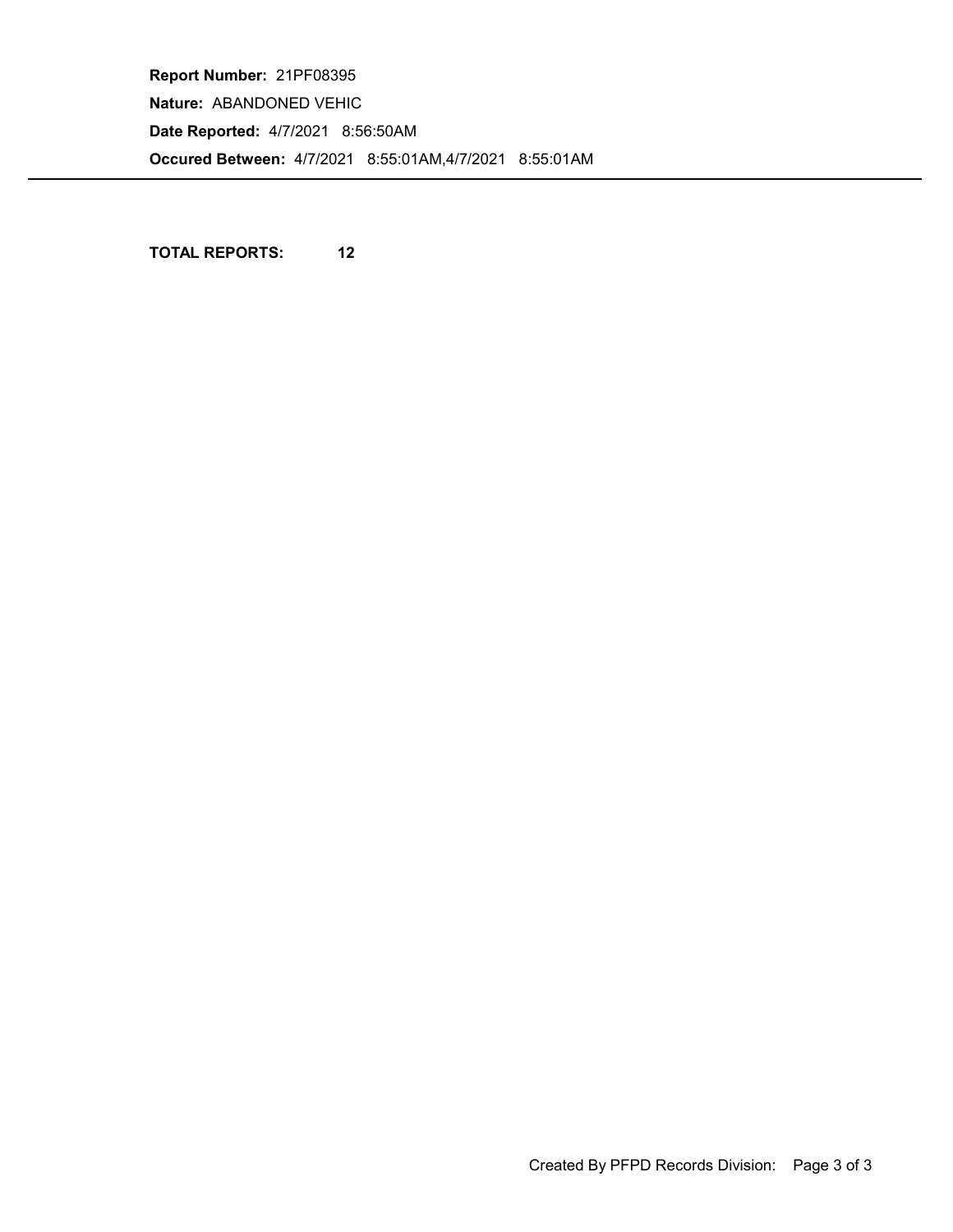**Report Number:** 21PF08395

**Nature:** ABANDONED VEHIC

**Date Reported:** 4/7/2021 8:56:50AM

**Occured Between:** 4/7/2021 8:55:01AM,4/7/2021 8:55:01AM

---

**TOTAL REPORTS: 12**